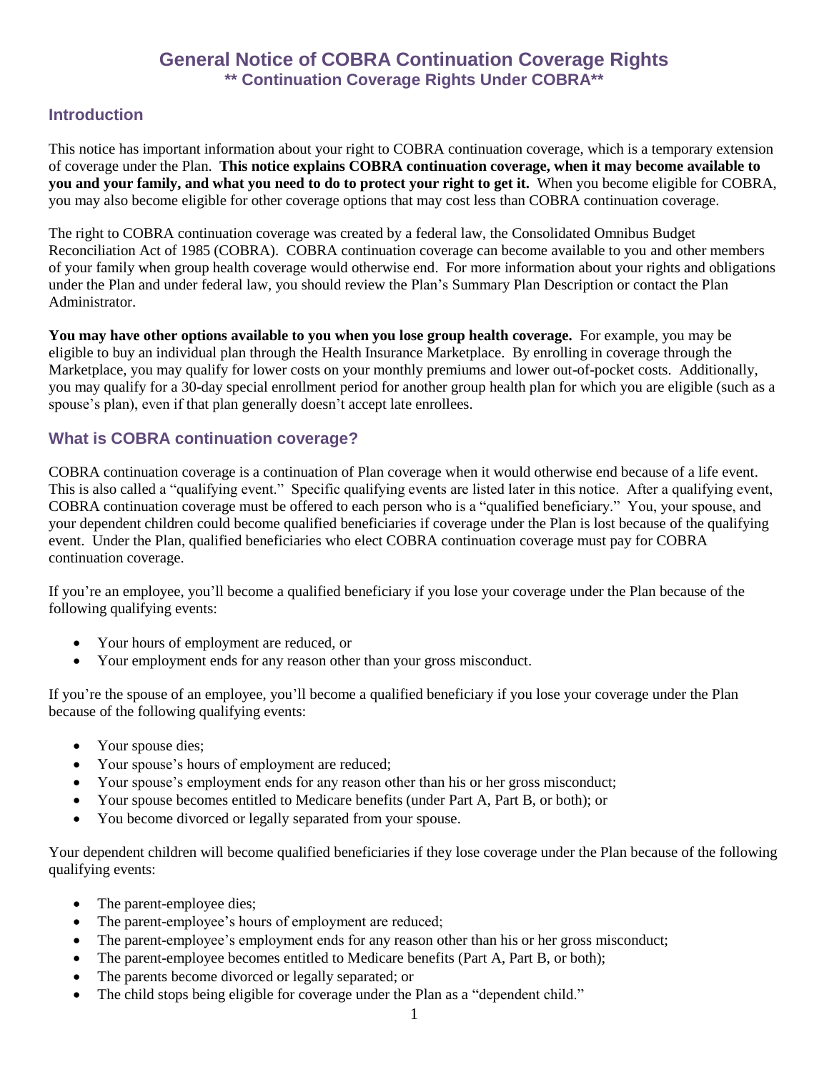# General Notice of COBRA Continuation Coverage Rights

## ** Continuation Coverage Rights Under COBRA**

## Introduction

This notice has important information about your right to COBRA continuation coverage, which is a temporary extension of coverage under the Plan. **This notice explains COBRA continuation coverage, when it may become available to you and your family, and what you need to do to protect your right to get it.** When you become eligible for COBRA, you may also become eligible for other coverage options that may cost less than COBRA continuation coverage.

The right to COBRA continuation coverage was created by a federal law, the Consolidated Omnibus Budget Reconciliation Act of 1985 (COBRA). COBRA continuation coverage can become available to you and other members of your family when group health coverage would otherwise end. For more information about your rights and obligations under the Plan and under federal law, you should review the Plan's Summary Plan Description or contact the Plan Administrator.

**You may have other options available to you when you lose group health coverage.** For example, you may be eligible to buy an individual plan through the Health Insurance Marketplace. By enrolling in coverage through the Marketplace, you may qualify for lower costs on your monthly premiums and lower out-of-pocket costs. Additionally, you may qualify for a 30-day special enrollment period for another group health plan for which you are eligible (such as a spouse's plan), even if that plan generally doesn't accept late enrollees.

## What is COBRA continuation coverage?

COBRA continuation coverage is a continuation of Plan coverage when it would otherwise end because of a life event. This is also called a "qualifying event." Specific qualifying events are listed later in this notice. After a qualifying event, COBRA continuation coverage must be offered to each person who is a "qualified beneficiary." You, your spouse, and your dependent children could become qualified beneficiaries if coverage under the Plan is lost because of the qualifying event. Under the Plan, qualified beneficiaries who elect COBRA continuation coverage must pay for COBRA continuation coverage.

If you're an employee, you'll become a qualified beneficiary if you lose your coverage under the Plan because of the following qualifying events:

- Your hours of employment are reduced, or
- Your employment ends for any reason other than your gross misconduct.

If you're the spouse of an employee, you'll become a qualified beneficiary if you lose your coverage under the Plan because of the following qualifying events:

- Your spouse dies;
- Your spouse's hours of employment are reduced;
- Your spouse's employment ends for any reason other than his or her gross misconduct;
- Your spouse becomes entitled to Medicare benefits (under Part A, Part B, or both); or
- You become divorced or legally separated from your spouse.

Your dependent children will become qualified beneficiaries if they lose coverage under the Plan because of the following qualifying events:

- The parent-employee dies;
- The parent-employee's hours of employment are reduced;
- The parent-employee's employment ends for any reason other than his or her gross misconduct;
- The parent-employee becomes entitled to Medicare benefits (Part A, Part B, or both);
- The parents become divorced or legally separated; or
- The child stops being eligible for coverage under the Plan as a "dependent child."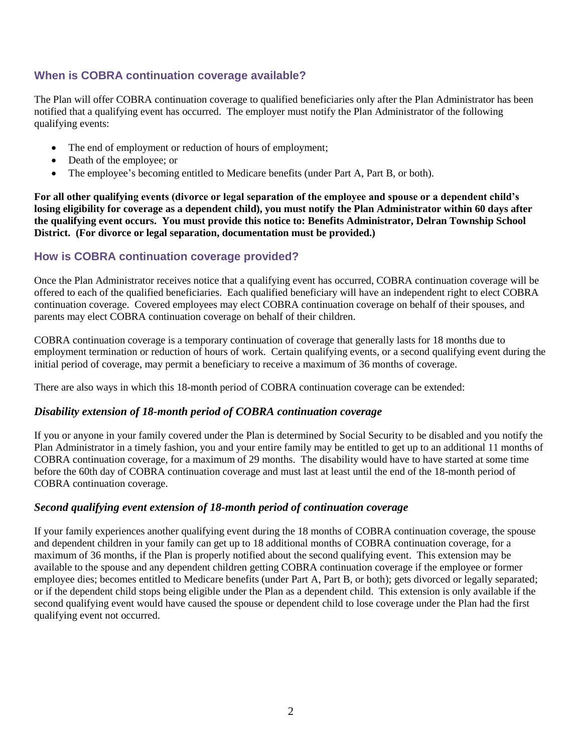## When is COBRA continuation coverage available?

The Plan will offer COBRA continuation coverage to qualified beneficiaries only after the Plan Administrator has been notified that a qualifying event has occurred. The employer must notify the Plan Administrator of the following qualifying events:

- The end of employment or reduction of hours of employment;
- Death of the employee; or
- The employee's becoming entitled to Medicare benefits (under Part A, Part B, or both).

**For all other qualifying events (divorce or legal separation of the employee and spouse or a dependent child's losing eligibility for coverage as a dependent child), you must notify the Plan Administrator within 60 days after the qualifying event occurs. You must provide this notice to: Benefits Administrator, Delran Township School District. (For divorce or legal separation, documentation must be provided.)**

## How is COBRA continuation coverage provided?

Once the Plan Administrator receives notice that a qualifying event has occurred, COBRA continuation coverage will be offered to each of the qualified beneficiaries. Each qualified beneficiary will have an independent right to elect COBRA continuation coverage. Covered employees may elect COBRA continuation coverage on behalf of their spouses, and parents may elect COBRA continuation coverage on behalf of their children.

COBRA continuation coverage is a temporary continuation of coverage that generally lasts for 18 months due to employment termination or reduction of hours of work. Certain qualifying events, or a second qualifying event during the initial period of coverage, may permit a beneficiary to receive a maximum of 36 months of coverage.

There are also ways in which this 18-month period of COBRA continuation coverage can be extended:

### *Disability extension of 18-month period of COBRA continuation coverage*

If you or anyone in your family covered under the Plan is determined by Social Security to be disabled and you notify the Plan Administrator in a timely fashion, you and your entire family may be entitled to get up to an additional 11 months of COBRA continuation coverage, for a maximum of 29 months. The disability would have to have started at some time before the 60th day of COBRA continuation coverage and must last at least until the end of the 18-month period of COBRA continuation coverage.

### *Second qualifying event extension of 18-month period of continuation coverage*

If your family experiences another qualifying event during the 18 months of COBRA continuation coverage, the spouse and dependent children in your family can get up to 18 additional months of COBRA continuation coverage, for a maximum of 36 months, if the Plan is properly notified about the second qualifying event. This extension may be available to the spouse and any dependent children getting COBRA continuation coverage if the employee or former employee dies; becomes entitled to Medicare benefits (under Part A, Part B, or both); gets divorced or legally separated; or if the dependent child stops being eligible under the Plan as a dependent child. This extension is only available if the second qualifying event would have caused the spouse or dependent child to lose coverage under the Plan had the first qualifying event not occurred.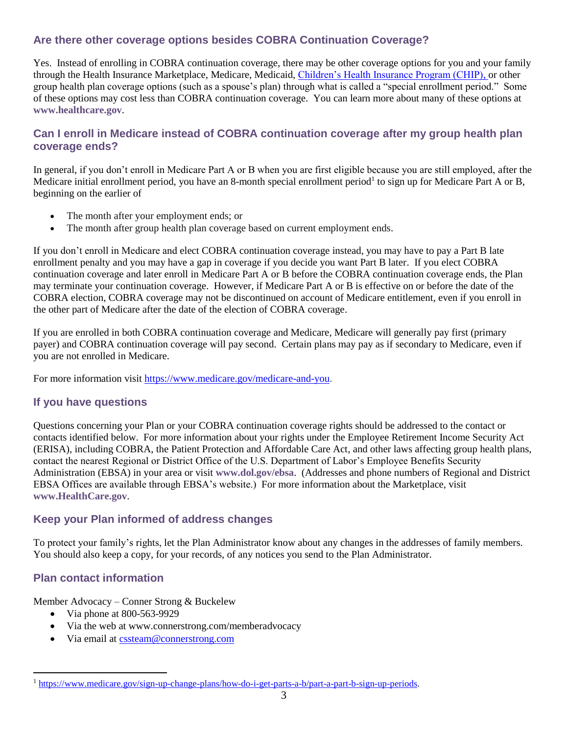## Are there other coverage options besides COBRA Continuation Coverage?

Yes. Instead of enrolling in COBRA continuation coverage, there may be other coverage options for you and your family through the Health Insurance Marketplace, Medicare, Medicaid, Children's Health Insurance Program (CHIP), or other group health plan coverage options (such as a spouse's plan) through what is called a "special enrollment period." Some of these options may cost less than COBRA continuation coverage. You can learn more about many of these options at **www.healthcare.gov**.

## Can I enroll in Medicare instead of COBRA continuation coverage after my group health plan coverage ends?

In general, if you don't enroll in Medicare Part A or B when you are first eligible because you are still employed, after the Medicare initial enrollment period, you have an 8-month special enrollment period[1] to sign up for Medicare Part A or B, beginning on the earlier of

- The month after your employment ends; or
- The month after group health plan coverage based on current employment ends.

If you don't enroll in Medicare and elect COBRA continuation coverage instead, you may have to pay a Part B late enrollment penalty and you may have a gap in coverage if you decide you want Part B later. If you elect COBRA continuation coverage and later enroll in Medicare Part A or B before the COBRA continuation coverage ends, the Plan may terminate your continuation coverage. However, if Medicare Part A or B is effective on or before the date of the COBRA election, COBRA coverage may not be discontinued on account of Medicare entitlement, even if you enroll in the other part of Medicare after the date of the election of COBRA coverage.

If you are enrolled in both COBRA continuation coverage and Medicare, Medicare will generally pay first (primary payer) and COBRA continuation coverage will pay second. Certain plans may pay as if secondary to Medicare, even if you are not enrolled in Medicare.

For more information visit https://www.medicare.gov/medicare-and-you.

## If you have questions

Questions concerning your Plan or your COBRA continuation coverage rights should be addressed to the contact or contacts identified below. For more information about your rights under the Employee Retirement Income Security Act (ERISA), including COBRA, the Patient Protection and Affordable Care Act, and other laws affecting group health plans, contact the nearest Regional or District Office of the U.S. Department of Labor's Employee Benefits Security Administration (EBSA) in your area or visit **www.dol.gov/ebsa**. (Addresses and phone numbers of Regional and District EBSA Offices are available through EBSA's website.) For more information about the Marketplace, visit **www.HealthCare.gov**.

## Keep your Plan informed of address changes

To protect your family's rights, let the Plan Administrator know about any changes in the addresses of family members. You should also keep a copy, for your records, of any notices you send to the Plan Administrator.

## Plan contact information

Member Advocacy – Conner Strong & Buckelew

- Via phone at 800-563-9929
- Via the web at www.connerstrong.com/memberadvocacy
- Via email at cssteam@connerstrong.com

[1] https://www.medicare.gov/sign-up-change-plans/how-do-i-get-parts-a-b/part-a-part-b-sign-up-periods.